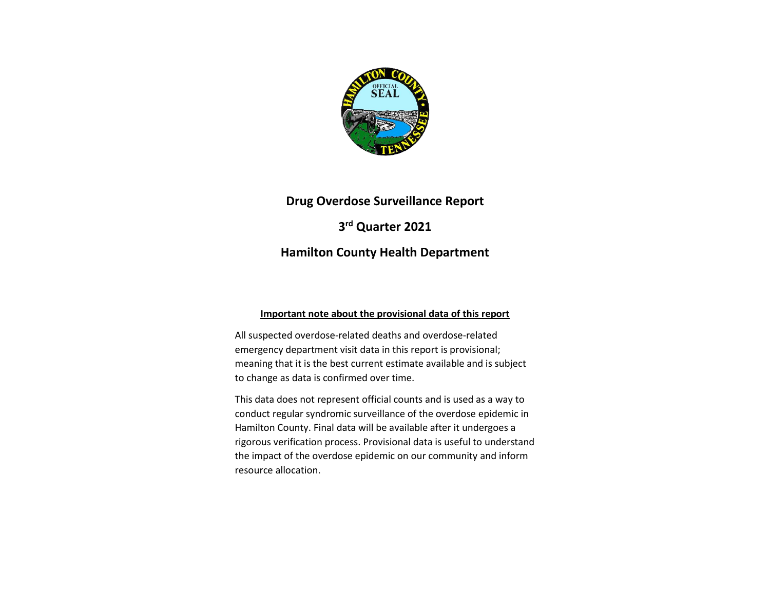# Drug Overdose Surveillance Report

## 3rd Quarter 2021

## Hamilton County Health Department

**Important note about the provisional data of this report**

All suspected overdose-related deaths and overdose-related emergency department visit data in this report is provisional; meaning that it is the best current estimate available and is subject to change as data is confirmed over time.

This data does not represent official counts and is used as a way to conduct regular syndromic surveillance of the overdose epidemic in Hamilton County. Final data will be available after it undergoes a rigorous verification process. Provisional data is useful to understand the impact of the overdose epidemic on our community and inform resource allocation.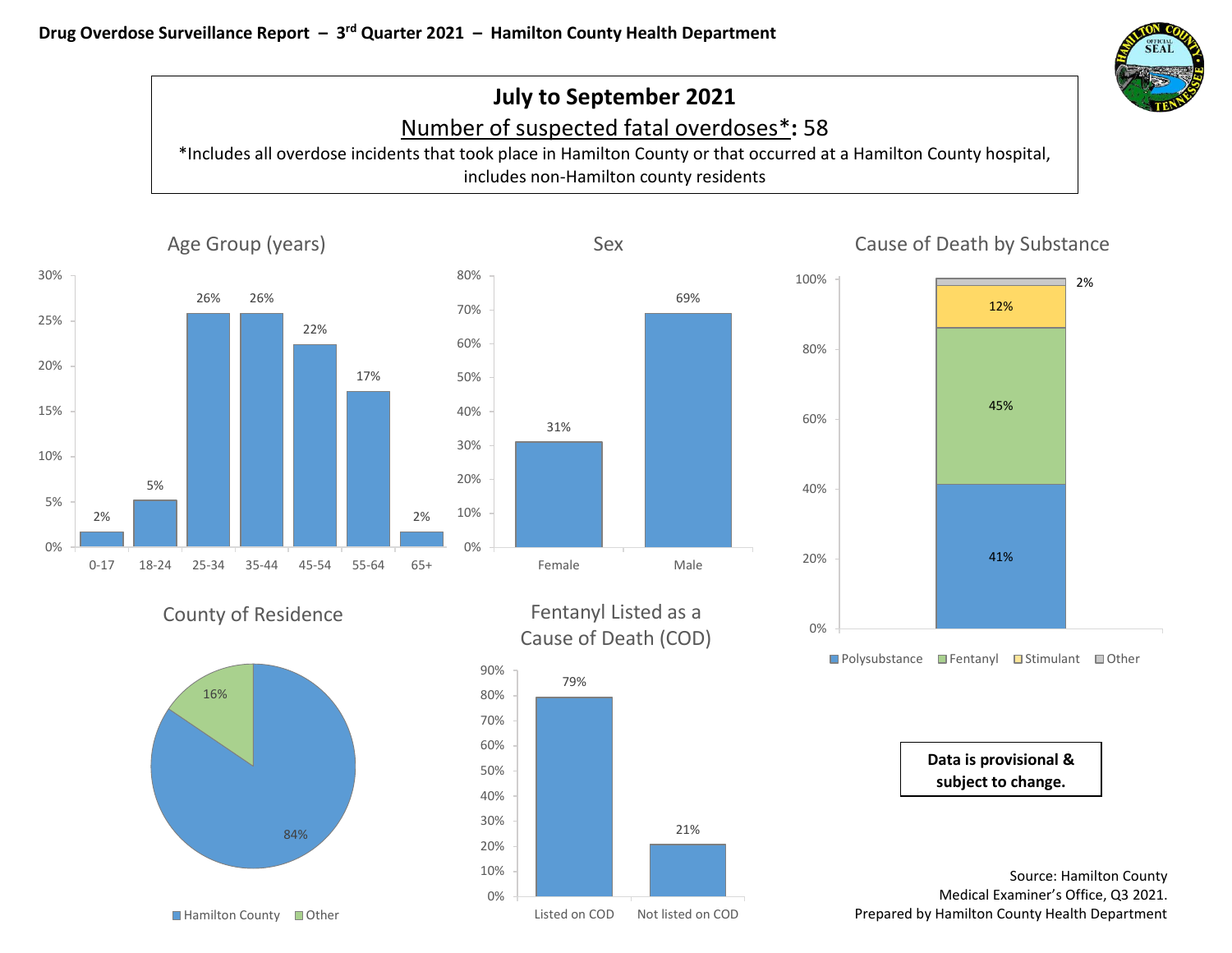**Drug Overdose Surveillance Report – 3rd Quarter 2021 – Hamilton County Health Department**

## July to September 2021

Number of suspected fatal overdoses*: 58

*Includes all overdose incidents that took place in Hamilton County or that occurred at a Hamilton County hospital, includes non-Hamilton county residents

### Age Group (years)

| Age Group | Percent |
|---|---|
| 0-17 | 2% |
| 18-24 | 5% |
| 25-34 | 26% |
| 35-44 | 26% |
| 45-54 | 22% |
| 55-64 | 17% |
| 65+ | 2% |

### Sex

| Sex | Percent |
|---|---|
| Female | 31% |
| Male | 69% |

### Cause of Death by Substance

| Substance | Percent |
|---|---|
| Polysubstance | 41% |
| Fentanyl | 45% |
| Stimulant | 12% |
| Other | 2% |

### County of Residence

| County | Percent |
|---|---|
| Hamilton County | 84% |
| Other | 16% |

### Fentanyl Listed as a Cause of Death (COD)

| | Percent |
|---|---|
| Listed on COD | 79% |
| Not listed on COD | 21% |

**Data is provisional & subject to change.**

Source: Hamilton County Medical Examiner's Office, Q3 2021.
Prepared by Hamilton County Health Department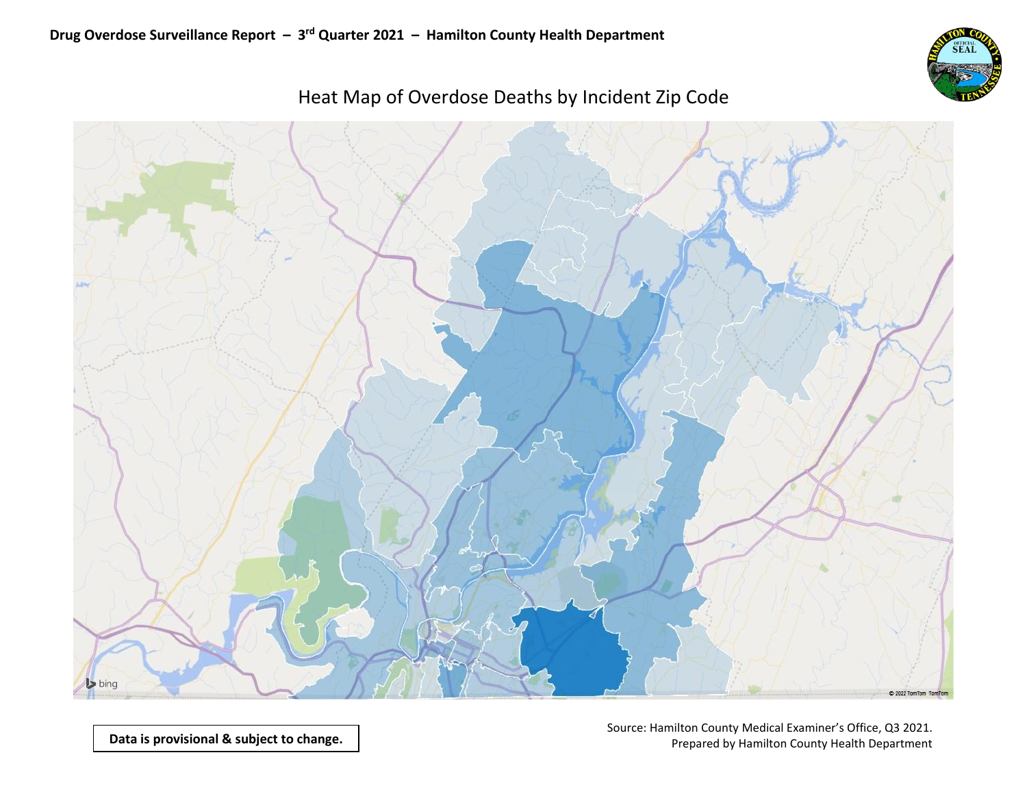Drug Overdose Surveillance Report – 3rd Quarter 2021 – Hamilton County Health Department

## Heat Map of Overdose Deaths by Incident Zip Code

**Data is provisional & subject to change.**

Source: Hamilton County Medical Examiner's Office, Q3 2021.
Prepared by Hamilton County Health Department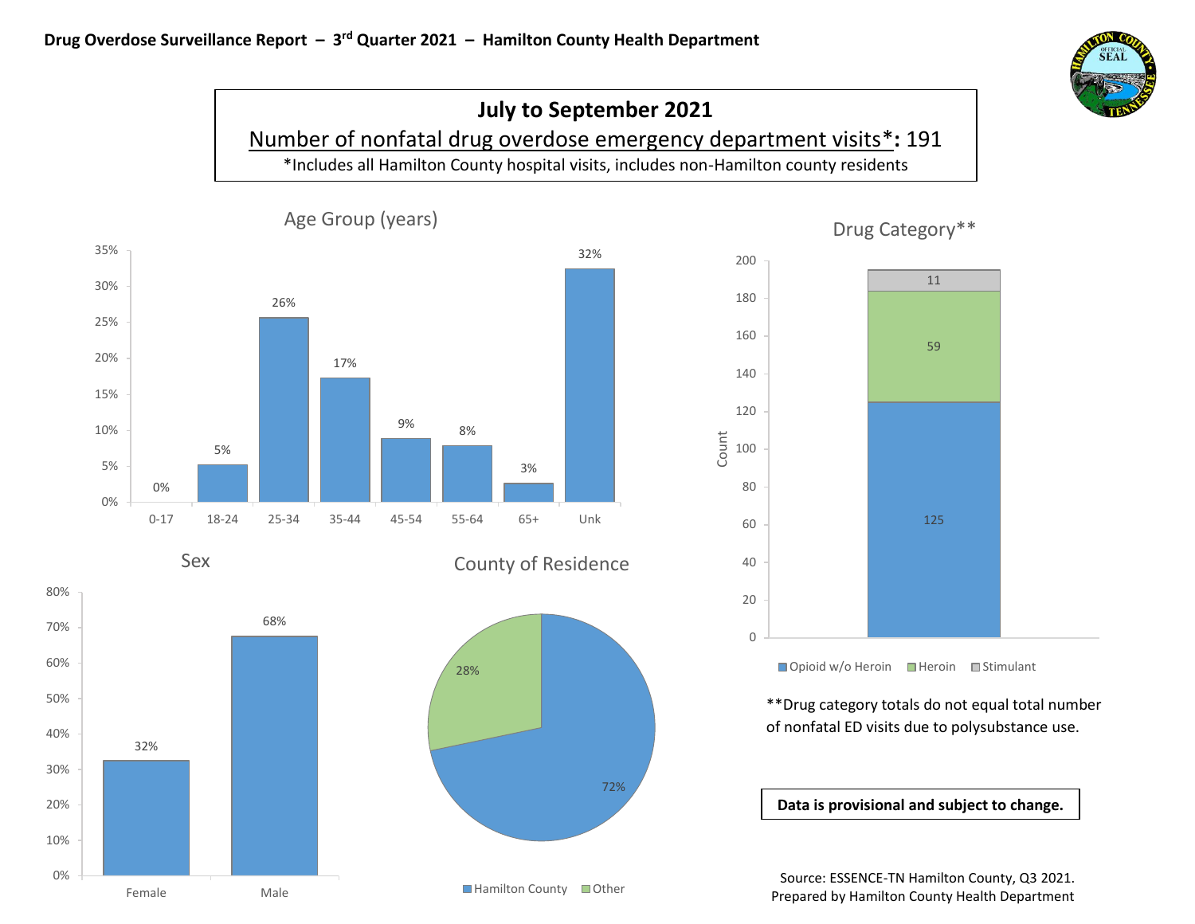**Drug Overdose Surveillance Report – 3rd Quarter 2021 – Hamilton County Health Department**

## July to September 2021

Number of nonfatal drug overdose emergency department visits*: 191

*Includes all Hamilton County hospital visits, includes non-Hamilton county residents

### Age Group (years)

| Age Group | Percent |
|---|---|
| 0-17 | 0% |
| 18-24 | 5% |
| 25-34 | 26% |
| 35-44 | 17% |
| 45-54 | 9% |
| 55-64 | 8% |
| 65+ | 3% |
| Unk | 32% |

### Sex

| Sex | Percent |
|---|---|
| Female | 32% |
| Male | 68% |

### County of Residence

| County | Percent |
|---|---|
| Hamilton County | 72% |
| Other | 28% |

### Drug Category**

| Drug Category | Count |
|---|---|
| Opioid w/o Heroin | 125 |
| Heroin | 59 |
| Stimulant | 11 |

**Drug category totals do not equal total number of nonfatal ED visits due to polysubstance use.

**Data is provisional and subject to change.**

Source: ESSENCE-TN Hamilton County, Q3 2021.
Prepared by Hamilton County Health Department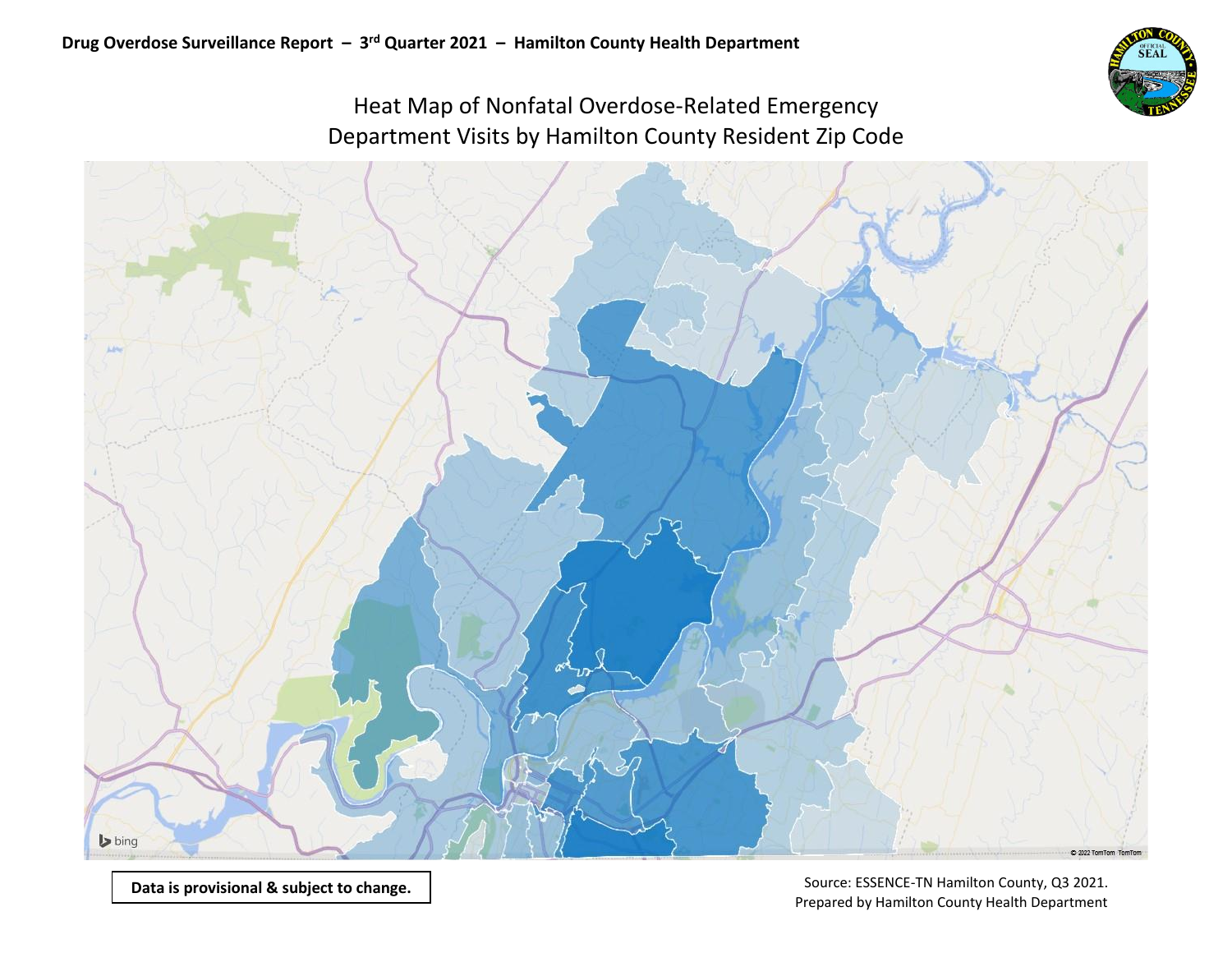# Heat Map of Nonfatal Overdose-Related Emergency Department Visits by Hamilton County Resident Zip Code

**Data is provisional & subject to change.**

Source: ESSENCE-TN Hamilton County, Q3 2021.
Prepared by Hamilton County Health Department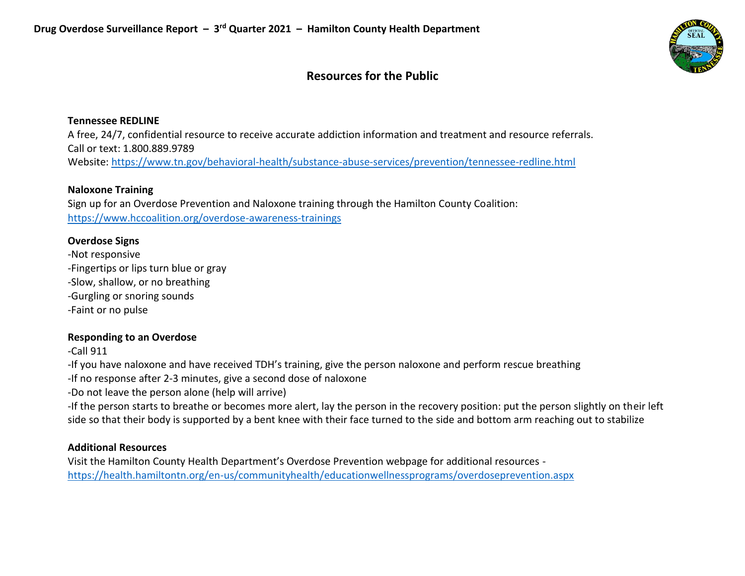## Resources for the Public

**Tennessee REDLINE**

A free, 24/7, confidential resource to receive accurate addiction information and treatment and resource referrals.
Call or text: 1.800.889.9789
Website: https://www.tn.gov/behavioral-health/substance-abuse-services/prevention/tennessee-redline.html

**Naloxone Training**

Sign up for an Overdose Prevention and Naloxone training through the Hamilton County Coalition:
https://www.hccoalition.org/overdose-awareness-trainings

**Overdose Signs**

-Not responsive
-Fingertips or lips turn blue or gray
-Slow, shallow, or no breathing
-Gurgling or snoring sounds
-Faint or no pulse

**Responding to an Overdose**

-Call 911
-If you have naloxone and have received TDH's training, give the person naloxone and perform rescue breathing
-If no response after 2-3 minutes, give a second dose of naloxone
-Do not leave the person alone (help will arrive)
-If the person starts to breathe or becomes more alert, lay the person in the recovery position: put the person slightly on their left side so that their body is supported by a bent knee with their face turned to the side and bottom arm reaching out to stabilize

**Additional Resources**

Visit the Hamilton County Health Department's Overdose Prevention webpage for additional resources -
https://health.hamiltontn.org/en-us/communityhealth/educationwellnessprograms/overdoseprevention.aspx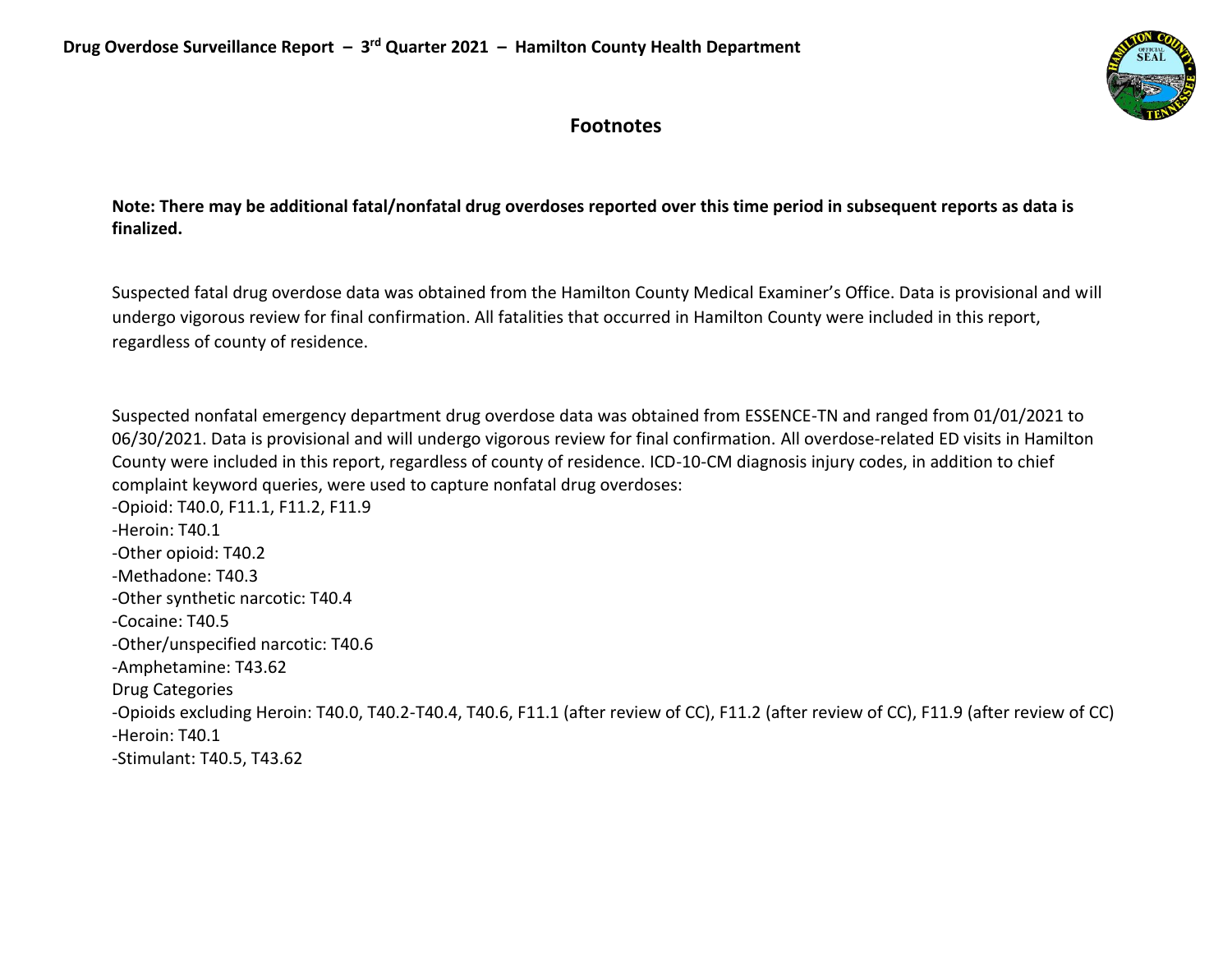## Footnotes

**Note: There may be additional fatal/nonfatal drug overdoses reported over this time period in subsequent reports as data is finalized.**

Suspected fatal drug overdose data was obtained from the Hamilton County Medical Examiner's Office. Data is provisional and will undergo vigorous review for final confirmation. All fatalities that occurred in Hamilton County were included in this report, regardless of county of residence.

Suspected nonfatal emergency department drug overdose data was obtained from ESSENCE-TN and ranged from 01/01/2021 to 06/30/2021. Data is provisional and will undergo vigorous review for final confirmation. All overdose-related ED visits in Hamilton County were included in this report, regardless of county of residence. ICD-10-CM diagnosis injury codes, in addition to chief complaint keyword queries, were used to capture nonfatal drug overdoses:

- -Opioid: T40.0, F11.1, F11.2, F11.9
- -Heroin: T40.1
- -Other opioid: T40.2
- -Methadone: T40.3
- -Other synthetic narcotic: T40.4
- -Cocaine: T40.5
- -Other/unspecified narcotic: T40.6
- -Amphetamine: T43.62

Drug Categories

- -Opioids excluding Heroin: T40.0, T40.2-T40.4, T40.6, F11.1 (after review of CC), F11.2 (after review of CC), F11.9 (after review of CC)
- -Heroin: T40.1
- -Stimulant: T40.5, T43.62